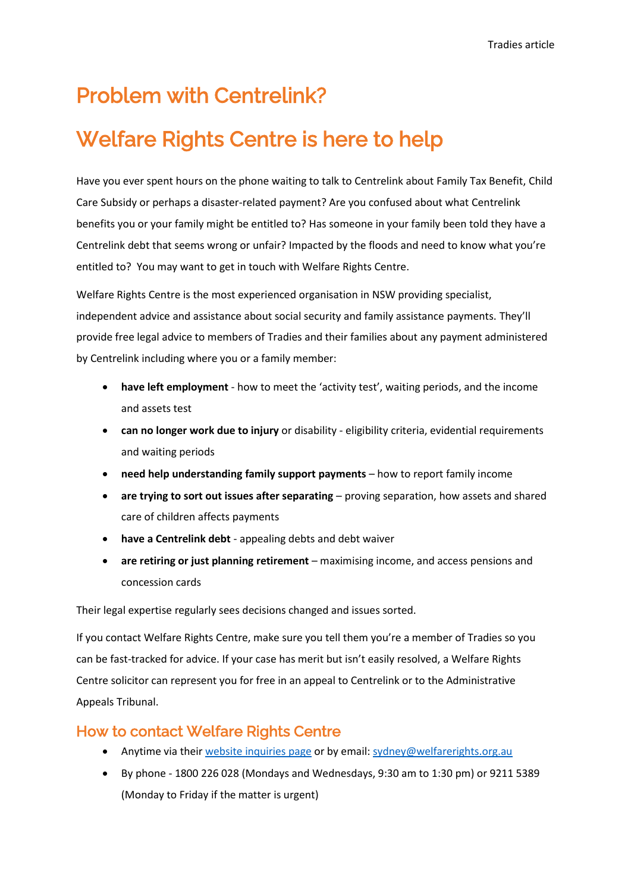# Problem with Centrelink?

# Welfare Rights Centre is here to help

Have you ever spent hours on the phone waiting to talk to Centrelink about Family Tax Benefit, Child Care Subsidy or perhaps a disaster-related payment? Are you confused about what Centrelink benefits you or your family might be entitled to? Has someone in your family been told they have a Centrelink debt that seems wrong or unfair? Impacted by the floods and need to know what you're entitled to? You may want to get in touch with Welfare Rights Centre.

Welfare Rights Centre is the most experienced organisation in NSW providing specialist, independent advice and assistance about social security and family assistance payments. They'll provide free legal advice to members of Tradies and their families about any payment administered by Centrelink including where you or a family member:

- **have left employment** - how to meet the 'activity test', waiting periods, and the income and assets test
- **can no longer work due to injury** or disability - eligibility criteria, evidential requirements and waiting periods
- **need help understanding family support payments** – how to report family income
- **are trying to sort out issues after separating** – proving separation, how assets and shared care of children affects payments
- **have a Centrelink debt** - appealing debts and debt waiver
- **are retiring or just planning retirement** – maximising income, and access pensions and concession cards

Their legal expertise regularly sees decisions changed and issues sorted.

If you contact Welfare Rights Centre, make sure you tell them you're a member of Tradies so you can be fast-tracked for advice. If your case has merit but isn't easily resolved, a Welfare Rights Centre solicitor can represent you for free in an appeal to Centrelink or to the Administrative Appeals Tribunal.

## How to contact Welfare Rights Centre

- Anytime via their website inquiries page or by email: sydney@welfarerights.org.au
- By phone - 1800 226 028 (Mondays and Wednesdays, 9:30 am to 1:30 pm) or 9211 5389 (Monday to Friday if the matter is urgent)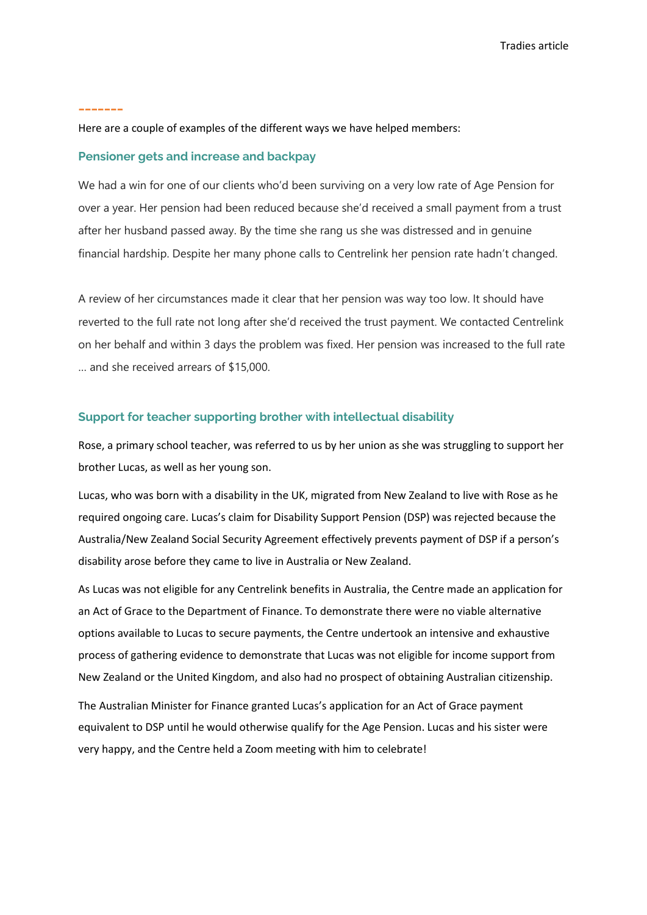-------

Here are a couple of examples of the different ways we have helped members:

### Pensioner gets and increase and backpay

We had a win for one of our clients who'd been surviving on a very low rate of Age Pension for over a year. Her pension had been reduced because she'd received a small payment from a trust after her husband passed away. By the time she rang us she was distressed and in genuine financial hardship. Despite her many phone calls to Centrelink her pension rate hadn't changed.

A review of her circumstances made it clear that her pension was way too low. It should have reverted to the full rate not long after she'd received the trust payment. We contacted Centrelink on her behalf and within 3 days the problem was fixed. Her pension was increased to the full rate … and she received arrears of $15,000.

### Support for teacher supporting brother with intellectual disability

Rose, a primary school teacher, was referred to us by her union as she was struggling to support her brother Lucas, as well as her young son.

Lucas, who was born with a disability in the UK, migrated from New Zealand to live with Rose as he required ongoing care. Lucas's claim for Disability Support Pension (DSP) was rejected because the Australia/New Zealand Social Security Agreement effectively prevents payment of DSP if a person's disability arose before they came to live in Australia or New Zealand.

As Lucas was not eligible for any Centrelink benefits in Australia, the Centre made an application for an Act of Grace to the Department of Finance. To demonstrate there were no viable alternative options available to Lucas to secure payments, the Centre undertook an intensive and exhaustive process of gathering evidence to demonstrate that Lucas was not eligible for income support from New Zealand or the United Kingdom, and also had no prospect of obtaining Australian citizenship.

The Australian Minister for Finance granted Lucas's application for an Act of Grace payment equivalent to DSP until he would otherwise qualify for the Age Pension. Lucas and his sister were very happy, and the Centre held a Zoom meeting with him to celebrate!